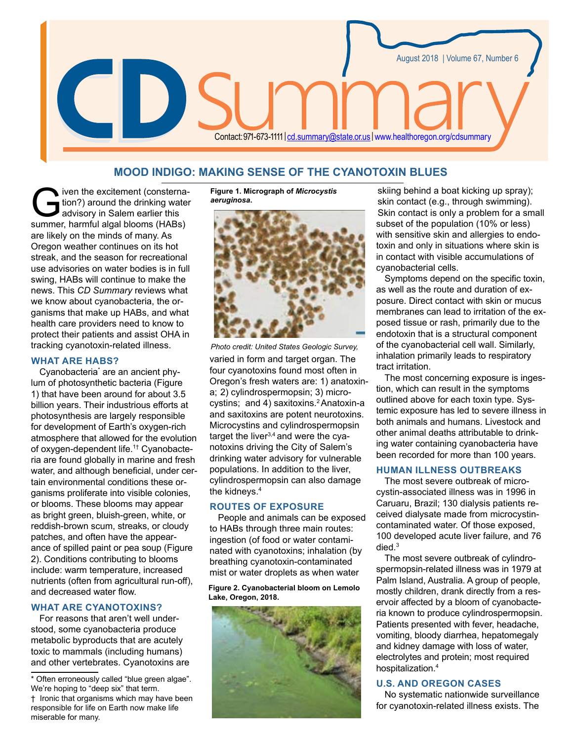# CD Summary

August 2018 | Volume 67, Number 6

Contact: 971-673-1111 | cd.summary@state.or.us | www.healthoregon.org/cdsummary

## MOOD INDIGO: MAKING SENSE OF THE CYANOTOXIN BLUES

Given the excitement (consternation?) around the drinking water advisory in Salem earlier this summer, harmful algal blooms (HABs) are likely on the minds of many. As Oregon weather continues on its hot streak, and the season for recreational use advisories on water bodies is in full swing, HABs will continue to make the news. This *CD Summary* reviews what we know about cyanobacteria, the organisms that make up HABs, and what health care providers need to know to protect their patients and assist OHA in tracking cyanotoxin-related illness.

### WHAT ARE HABS?

Cyanobacteria* are an ancient phylum of photosynthetic bacteria (Figure 1) that have been around for about 3.5 billion years. Their industrious efforts at photosynthesis are largely responsible for development of Earth's oxygen-rich atmosphere that allowed for the evolution of oxygen-dependent life.[1†] Cyanobacteria are found globally in marine and fresh water, and although beneficial, under certain environmental conditions these organisms proliferate into visible colonies, or blooms. These blooms may appear as bright green, bluish-green, white, or reddish-brown scum, streaks, or cloudy patches, and often have the appearance of spilled paint or pea soup (Figure 2). Conditions contributing to blooms include: warm temperature, increased nutrients (often from agricultural run-off), and decreased water flow.

### WHAT ARE CYANOTOXINS?

For reasons that aren't well understood, some cyanobacteria produce metabolic byproducts that are acutely toxic to mammals (including humans) and other vertebrates. Cyanotoxins are varied in form and target organ. The four cyanotoxins found most often in Oregon's fresh waters are: 1) anatoxin-a; 2) cylindrospermopsin; 3) microcystins; and 4) saxitoxins.[2] Anatoxin-a and saxitoxins are potent neurotoxins. Microcystins and cylindrospermopsin target the liver[3,4] and were the cyanotoxins driving the City of Salem's drinking water advisory for vulnerable populations. In addition to the liver, cylindrospermopsin can also damage the kidneys.[4]

**Figure 1. Micrograph of *Microcystis aeruginosa*.**

*Photo credit: United States Geologic Survey,*

### ROUTES OF EXPOSURE

People and animals can be exposed to HABs through three main routes: ingestion (of food or water contaminated with cyanotoxins; inhalation (by breathing cyanotoxin-contaminated mist or water droplets as when water skiing behind a boat kicking up spray); skin contact (e.g., through swimming). Skin contact is only a problem for a small subset of the population (10% or less) with sensitive skin and allergies to endotoxin and only in situations where skin is in contact with visible accumulations of cyanobacterial cells.

**Figure 2. Cyanobacterial bloom on Lemolo Lake, Oregon, 2018.**

Symptoms depend on the specific toxin, as well as the route and duration of exposure. Direct contact with skin or mucus membranes can lead to irritation of the exposed tissue or rash, primarily due to the endotoxin that is a structural component of the cyanobacterial cell wall. Similarly, inhalation primarily leads to respiratory tract irritation.

The most concerning exposure is ingestion, which can result in the symptoms outlined above for each toxin type. Systemic exposure has led to severe illness in both animals and humans. Livestock and other animal deaths attributable to drinking water containing cyanobacteria have been recorded for more than 100 years.

### HUMAN ILLNESS OUTBREAKS

The most severe outbreak of microcystin-associated illness was in 1996 in Caruaru, Brazil; 130 dialysis patients received dialysate made from microcystin-contaminated water. Of those exposed, 100 developed acute liver failure, and 76 died.[3]

The most severe outbreak of cylindrospermopsin-related illness was in 1979 at Palm Island, Australia. A group of people, mostly children, drank directly from a reservoir affected by a bloom of cyanobacteria known to produce cylindrospermopsin. Patients presented with fever, headache, vomiting, bloody diarrhea, hepatomegaly and kidney damage with loss of water, electrolytes and protein; most required hospitalization.[4]

### U.S. AND OREGON CASES

No systematic nationwide surveillance for cyanotoxin-related illness exists. The

---

\* Often erroneously called "blue green algae". We're hoping to "deep six" that term.

† Ironic that organisms which may have been responsible for life on Earth now make life miserable for many.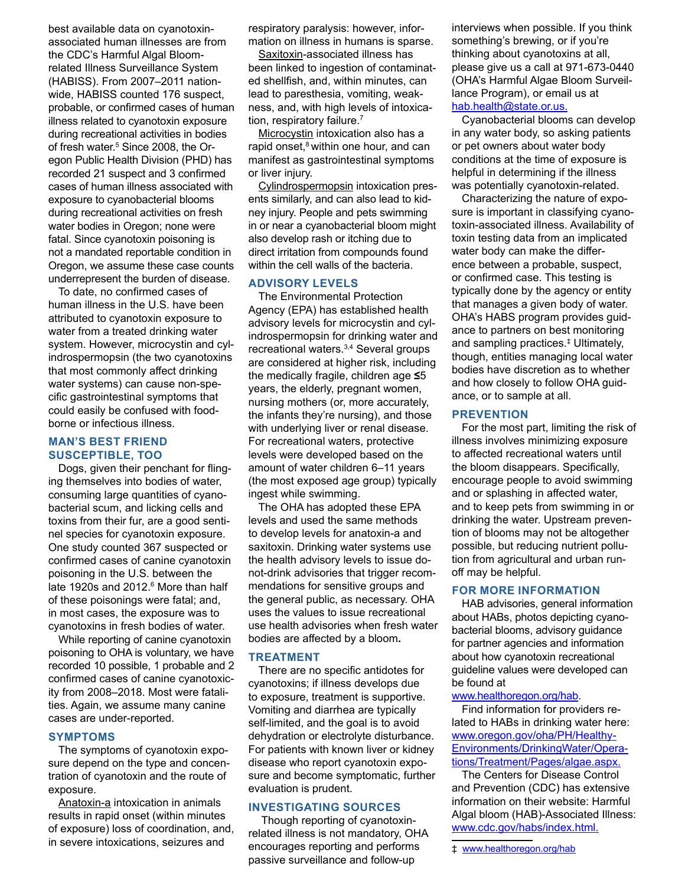best available data on cyanotoxin-associated human illnesses are from the CDC's Harmful Algal Bloom-related Illness Surveillance System (HABISS). From 2007–2011 nationwide, HABISS counted 176 suspect, probable, or confirmed cases of human illness related to cyanotoxin exposure during recreational activities in bodies of fresh water.[5] Since 2008, the Oregon Public Health Division (PHD) has recorded 21 suspect and 3 confirmed cases of human illness associated with exposure to cyanobacterial blooms during recreational activities on fresh water bodies in Oregon; none were fatal. Since cyanotoxin poisoning is not a mandated reportable condition in Oregon, we assume these case counts underrepresent the burden of disease.

To date, no confirmed cases of human illness in the U.S. have been attributed to cyanotoxin exposure to water from a treated drinking water system. However, microcystin and cylindrospermopsin (the two cyanotoxins that most commonly affect drinking water systems) can cause non-specific gastrointestinal symptoms that could easily be confused with foodborne or infectious illness.

## MAN'S BEST FRIEND SUSCEPTIBLE, TOO

Dogs, given their penchant for flinging themselves into bodies of water, consuming large quantities of cyanobacterial scum, and licking cells and toxins from their fur, are a good sentinel species for cyanotoxin exposure. One study counted 367 suspected or confirmed cases of canine cyanotoxin poisoning in the U.S. between the late 1920s and 2012.[6] More than half of these poisonings were fatal; and, in most cases, the exposure was to cyanotoxins in fresh bodies of water.

While reporting of canine cyanotoxin poisoning to OHA is voluntary, we have recorded 10 possible, 1 probable and 2 confirmed cases of canine cyanotoxicity from 2008–2018. Most were fatalities. Again, we assume many canine cases are under-reported.

## SYMPTOMS

The symptoms of cyanotoxin exposure depend on the type and concentration of cyanotoxin and the route of exposure.

Anatoxin-a intoxication in animals results in rapid onset (within minutes of exposure) loss of coordination, and, in severe intoxications, seizures and respiratory paralysis: however, information on illness in humans is sparse.

Saxitoxin-associated illness has been linked to ingestion of contaminated shellfish, and, within minutes, can lead to paresthesia, vomiting, weakness, and, with high levels of intoxication, respiratory failure.[7]

Microcystin intoxication also has a rapid onset,[8] within one hour, and can manifest as gastrointestinal symptoms or liver injury.

Cylindrospermopsin intoxication presents similarly, and can also lead to kidney injury. People and pets swimming in or near a cyanobacterial bloom might also develop rash or itching due to direct irritation from compounds found within the cell walls of the bacteria.

## ADVISORY LEVELS

The Environmental Protection Agency (EPA) has established health advisory levels for microcystin and cylindrospermopsin for drinking water and recreational waters.[3,4] Several groups are considered at higher risk, including the medically fragile, children age ≤5 years, the elderly, pregnant women, nursing mothers (or, more accurately, the infants they're nursing), and those with underlying liver or renal disease. For recreational waters, protective levels were developed based on the amount of water children 6–11 years (the most exposed age group) typically ingest while swimming.

The OHA has adopted these EPA levels and used the same methods to develop levels for anatoxin-a and saxitoxin. Drinking water systems use the health advisory levels to issue do-not-drink advisories that trigger recommendations for sensitive groups and the general public, as necessary. OHA uses the values to issue recreational use health advisories when fresh water bodies are affected by a bloom.

## TREATMENT

There are no specific antidotes for cyanotoxins; if illness develops due to exposure, treatment is supportive. Vomiting and diarrhea are typically self-limited, and the goal is to avoid dehydration or electrolyte disturbance. For patients with known liver or kidney disease who report cyanotoxin exposure and become symptomatic, further evaluation is prudent.

## INVESTIGATING SOURCES

Though reporting of cyanotoxin-related illness is not mandatory, OHA encourages reporting and performs passive surveillance and follow-up interviews when possible. If you think something's brewing, or if you're thinking about cyanotoxins at all, please give us a call at 971-673-0440 (OHA's Harmful Algae Bloom Surveillance Program), or email us at hab.health@state.or.us.

Cyanobacterial blooms can develop in any water body, so asking patients or pet owners about water body conditions at the time of exposure is helpful in determining if the illness was potentially cyanotoxin-related.

Characterizing the nature of exposure is important in classifying cyanotoxin-associated illness. Availability of toxin testing data from an implicated water body can make the difference between a probable, suspect, or confirmed case. This testing is typically done by the agency or entity that manages a given body of water. OHA's HABS program provides guidance to partners on best monitoring and sampling practices.‡ Ultimately, though, entities managing local water bodies have discretion as to whether and how closely to follow OHA guidance, or to sample at all.

## PREVENTION

For the most part, limiting the risk of illness involves minimizing exposure to affected recreational waters until the bloom disappears. Specifically, encourage people to avoid swimming and or splashing in affected water, and to keep pets from swimming in or drinking the water. Upstream prevention of blooms may not be altogether possible, but reducing nutrient pollution from agricultural and urban runoff may be helpful.

## FOR MORE INFORMATION

HAB advisories, general information about HABs, photos depicting cyanobacterial blooms, advisory guidance for partner agencies and information about how cyanotoxin recreational guideline values were developed can be found at www.healthoregon.org/hab.

Find information for providers related to HABs in drinking water here: www.oregon.gov/oha/PH/HealthyEnvironments/DrinkingWater/Operations/Treatment/Pages/algae.aspx.

The Centers for Disease Control and Prevention (CDC) has extensive information on their website: Harmful Algal bloom (HAB)-Associated Illness: www.cdc.gov/habs/index.html.

‡ www.healthoregon.org/hab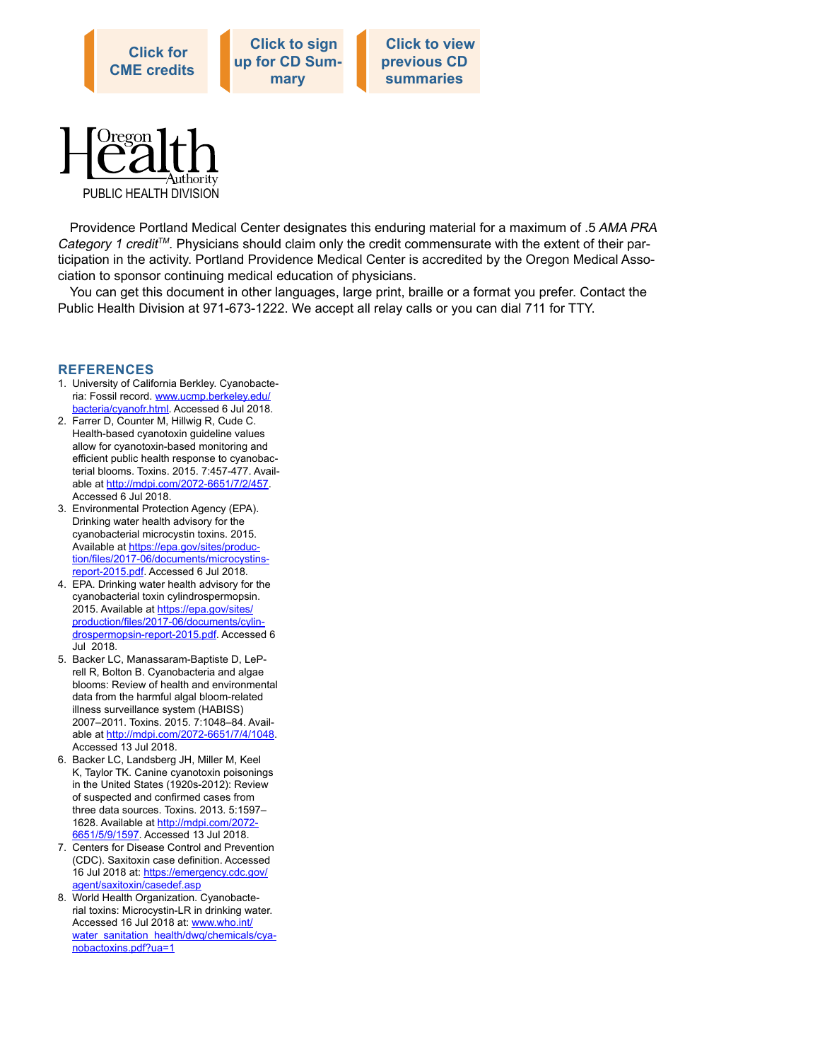Click for CME credits

Click to sign up for CD Summary

Click to view previous CD summaries

Oregon Health Authority
PUBLIC HEALTH DIVISION

Providence Portland Medical Center designates this enduring material for a maximum of .5 *AMA PRA Category 1 credit™*. Physicians should claim only the credit commensurate with the extent of their participation in the activity. Portland Providence Medical Center is accredited by the Oregon Medical Association to sponsor continuing medical education of physicians.

You can get this document in other languages, large print, braille or a format you prefer. Contact the Public Health Division at 971-673-1222. We accept all relay calls or you can dial 711 for TTY.

## REFERENCES

1. University of California Berkley. Cyanobacteria: Fossil record. www.ucmp.berkeley.edu/bacteria/cyanofr.html. Accessed 6 Jul 2018.
2. Farrer D, Counter M, Hillwig R, Cude C. Health-based cyanotoxin guideline values allow for cyanotoxin-based monitoring and efficient public health response to cyanobacterial blooms. Toxins. 2015. 7:457-477. Available at http://mdpi.com/2072-6651/7/2/457. Accessed 6 Jul 2018.
3. Environmental Protection Agency (EPA). Drinking water health advisory for the cyanobacterial microcystin toxins. 2015. Available at https://epa.gov/sites/production/files/2017-06/documents/microcystins-report-2015.pdf. Accessed 6 Jul 2018.
4. EPA. Drinking water health advisory for the cyanobacterial toxin cylindrospermopsin. 2015. Available at https://epa.gov/sites/production/files/2017-06/documents/cylindrospermopsin-report-2015.pdf. Accessed 6 Jul 2018.
5. Backer LC, Manassaram-Baptiste D, LePrell R, Bolton B. Cyanobacteria and algae blooms: Review of health and environmental data from the harmful algal bloom-related illness surveillance system (HABISS) 2007–2011. Toxins. 2015. 7:1048–84. Available at http://mdpi.com/2072-6651/7/4/1048. Accessed 13 Jul 2018.
6. Backer LC, Landsberg JH, Miller M, Keel K, Taylor TK. Canine cyanotoxin poisonings in the United States (1920s-2012): Review of suspected and confirmed cases from three data sources. Toxins. 2013. 5:1597–1628. Available at http://mdpi.com/2072-6651/5/9/1597. Accessed 13 Jul 2018.
7. Centers for Disease Control and Prevention (CDC). Saxitoxin case definition. Accessed 16 Jul 2018 at: https://emergency.cdc.gov/agent/saxitoxin/casedef.asp
8. World Health Organization. Cyanobacterial toxins: Microcystin-LR in drinking water. Accessed 16 Jul 2018 at: www.who.int/water_sanitation_health/dwq/chemicals/cyanobactoxins.pdf?ua=1